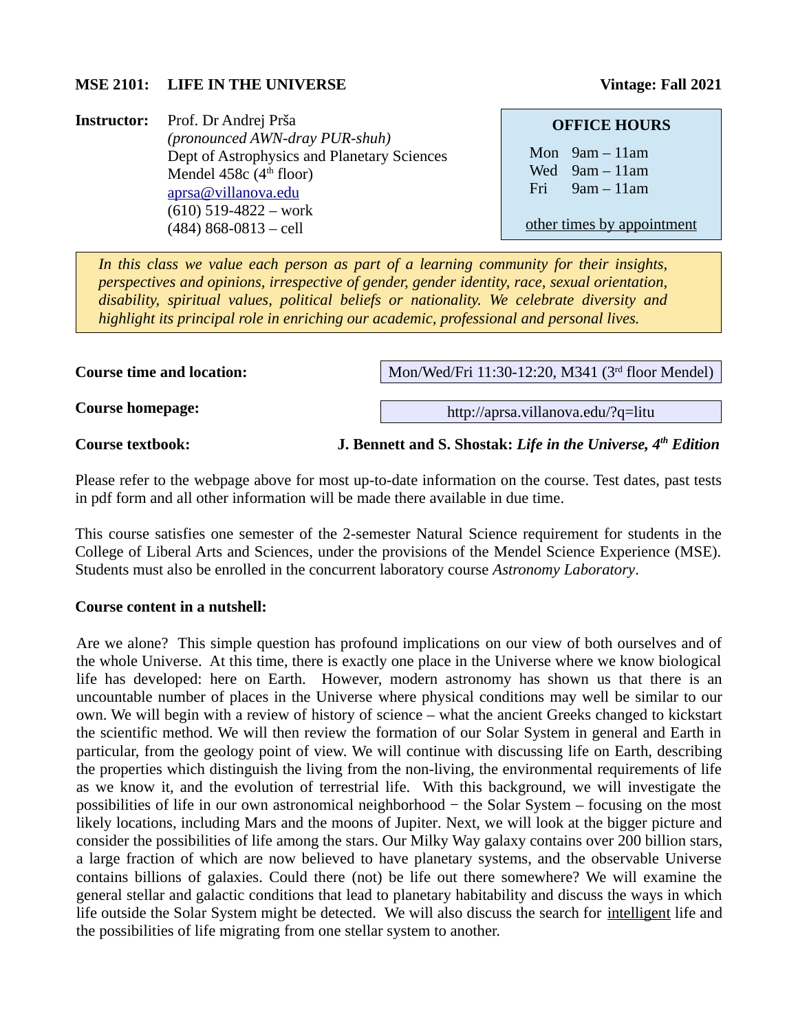**MSE 2101: LIFE IN THE UNIVERSE** **Vintage: Fall 2021**

**Instructor:** Prof. Dr Andrej Prša
*(pronounced AWN-dray PUR-shuh)*
Dept of Astrophysics and Planetary Sciences
Mendel 458c (4th floor)
aprsa@villanova.edu
(610) 519-4822 – work
(484) 868-0813 – cell

**OFFICE HOURS**

Mon 9am – 11am
Wed 9am – 11am
Fri 9am – 11am

other times by appointment

*In this class we value each person as part of a learning community for their insights, perspectives and opinions, irrespective of gender, gender identity, race, sexual orientation, disability, spiritual values, political beliefs or nationality. We celebrate diversity and highlight its principal role in enriching our academic, professional and personal lives.*

**Course time and location:** Mon/Wed/Fri 11:30-12:20, M341 (3rd floor Mendel)

**Course homepage:** http://aprsa.villanova.edu/?q=litu

**Course textbook:** **J. Bennett and S. Shostak:** ***Life in the Universe, 4th Edition***

Please refer to the webpage above for most up-to-date information on the course. Test dates, past tests in pdf form and all other information will be made there available in due time.

This course satisfies one semester of the 2-semester Natural Science requirement for students in the College of Liberal Arts and Sciences, under the provisions of the Mendel Science Experience (MSE). Students must also be enrolled in the concurrent laboratory course *Astronomy Laboratory*.

**Course content in a nutshell:**

Are we alone? This simple question has profound implications on our view of both ourselves and of the whole Universe. At this time, there is exactly one place in the Universe where we know biological life has developed: here on Earth. However, modern astronomy has shown us that there is an uncountable number of places in the Universe where physical conditions may well be similar to our own. We will begin with a review of history of science – what the ancient Greeks changed to kickstart the scientific method. We will then review the formation of our Solar System in general and Earth in particular, from the geology point of view. We will continue with discussing life on Earth, describing the properties which distinguish the living from the non-living, the environmental requirements of life as we know it, and the evolution of terrestrial life. With this background, we will investigate the possibilities of life in our own astronomical neighborhood − the Solar System – focusing on the most likely locations, including Mars and the moons of Jupiter. Next, we will look at the bigger picture and consider the possibilities of life among the stars. Our Milky Way galaxy contains over 200 billion stars, a large fraction of which are now believed to have planetary systems, and the observable Universe contains billions of galaxies. Could there (not) be life out there somewhere? We will examine the general stellar and galactic conditions that lead to planetary habitability and discuss the ways in which life outside the Solar System might be detected. We will also discuss the search for intelligent life and the possibilities of life migrating from one stellar system to another.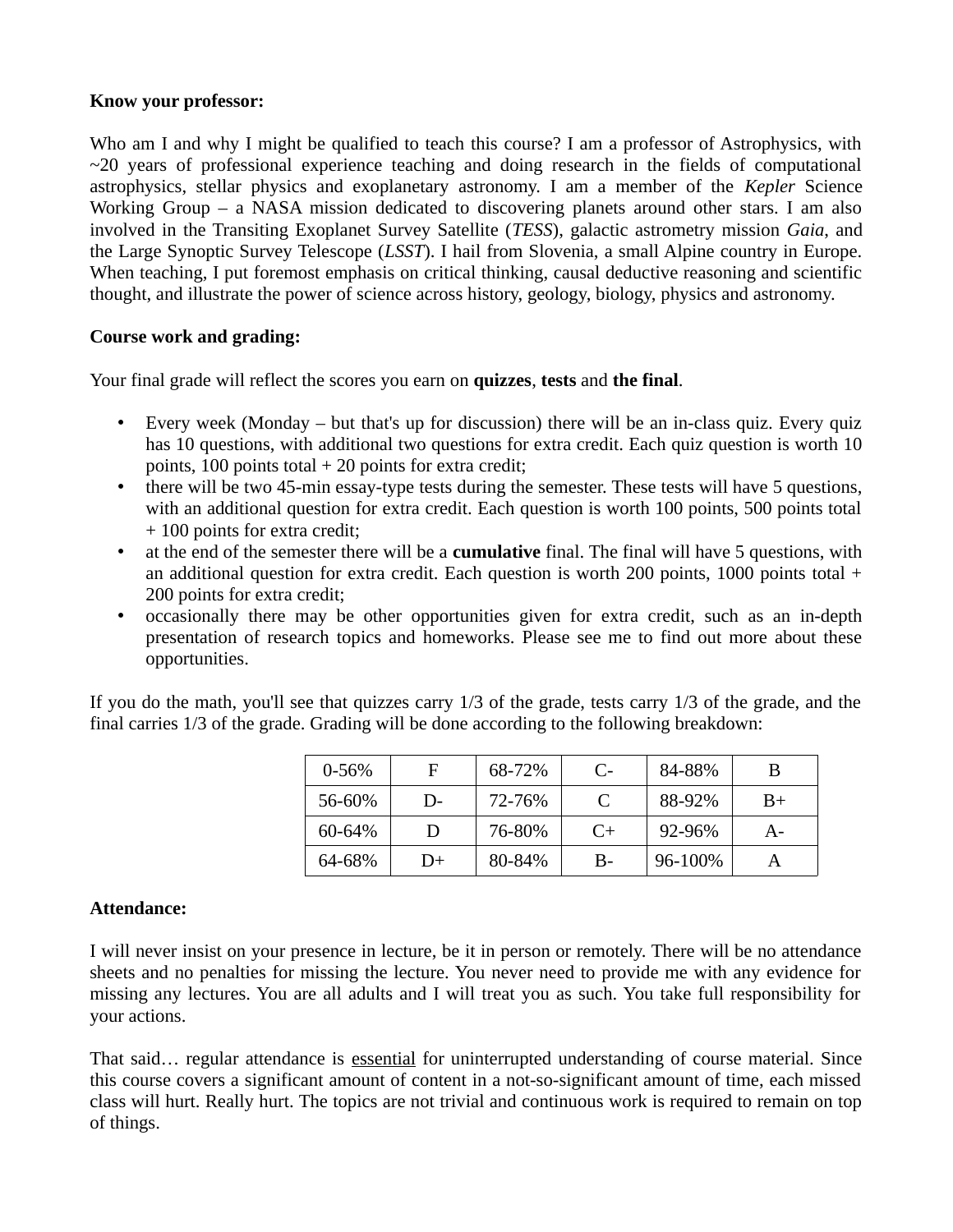**Know your professor:**

Who am I and why I might be qualified to teach this course? I am a professor of Astrophysics, with ~20 years of professional experience teaching and doing research in the fields of computational astrophysics, stellar physics and exoplanetary astronomy. I am a member of the *Kepler* Science Working Group – a NASA mission dedicated to discovering planets around other stars. I am also involved in the Transiting Exoplanet Survey Satellite (*TESS*), galactic astrometry mission *Gaia*, and the Large Synoptic Survey Telescope (*LSST*). I hail from Slovenia, a small Alpine country in Europe. When teaching, I put foremost emphasis on critical thinking, causal deductive reasoning and scientific thought, and illustrate the power of science across history, geology, biology, physics and astronomy.

**Course work and grading:**

Your final grade will reflect the scores you earn on **quizzes**, **tests** and **the final**.

- Every week (Monday – but that's up for discussion) there will be an in-class quiz. Every quiz has 10 questions, with additional two questions for extra credit. Each quiz question is worth 10 points, 100 points total + 20 points for extra credit;
- there will be two 45-min essay-type tests during the semester. These tests will have 5 questions, with an additional question for extra credit. Each question is worth 100 points, 500 points total + 100 points for extra credit;
- at the end of the semester there will be a **cumulative** final. The final will have 5 questions, with an additional question for extra credit. Each question is worth 200 points, 1000 points total + 200 points for extra credit;
- occasionally there may be other opportunities given for extra credit, such as an in-depth presentation of research topics and homeworks. Please see me to find out more about these opportunities.

If you do the math, you'll see that quizzes carry 1/3 of the grade, tests carry 1/3 of the grade, and the final carries 1/3 of the grade. Grading will be done according to the following breakdown:

| | | | | | |
|---|---|---|---|---|---|
| 0-56% | F | 68-72% | C- | 84-88% | B |
| 56-60% | D- | 72-76% | C | 88-92% | B+ |
| 60-64% | D | 76-80% | C+ | 92-96% | A- |
| 64-68% | D+ | 80-84% | B- | 96-100% | A |

**Attendance:**

I will never insist on your presence in lecture, be it in person or remotely. There will be no attendance sheets and no penalties for missing the lecture. You never need to provide me with any evidence for missing any lectures. You are all adults and I will treat you as such. You take full responsibility for your actions.

That said… regular attendance is <u>essential</u> for uninterrupted understanding of course material. Since this course covers a significant amount of content in a not-so-significant amount of time, each missed class will hurt. Really hurt. The topics are not trivial and continuous work is required to remain on top of things.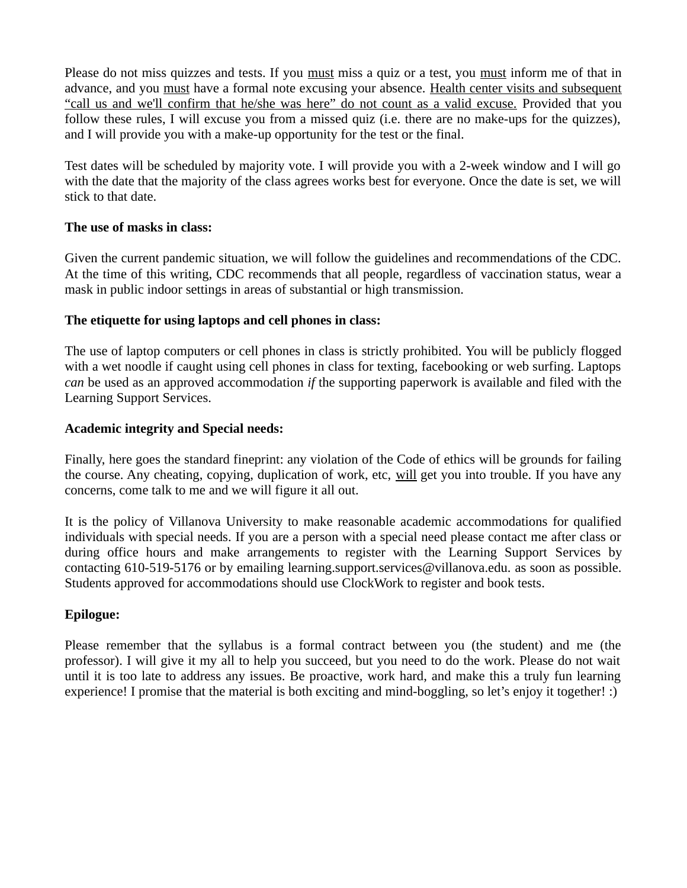Please do not miss quizzes and tests. If you <u>must</u> miss a quiz or a test, you <u>must</u> inform me of that in advance, and you <u>must</u> have a formal note excusing your absence. <u>Health center visits and subsequent "call us and we'll confirm that he/she was here" do not count as a valid excuse.</u> Provided that you follow these rules, I will excuse you from a missed quiz (i.e. there are no make-ups for the quizzes), and I will provide you with a make-up opportunity for the test or the final.

Test dates will be scheduled by majority vote. I will provide you with a 2-week window and I will go with the date that the majority of the class agrees works best for everyone. Once the date is set, we will stick to that date.

**The use of masks in class:**

Given the current pandemic situation, we will follow the guidelines and recommendations of the CDC. At the time of this writing, CDC recommends that all people, regardless of vaccination status, wear a mask in public indoor settings in areas of substantial or high transmission.

**The etiquette for using laptops and cell phones in class:**

The use of laptop computers or cell phones in class is strictly prohibited. You will be publicly flogged with a wet noodle if caught using cell phones in class for texting, facebooking or web surfing. Laptops *can* be used as an approved accommodation *if* the supporting paperwork is available and filed with the Learning Support Services.

**Academic integrity and Special needs:**

Finally, here goes the standard fineprint: any violation of the Code of ethics will be grounds for failing the course. Any cheating, copying, duplication of work, etc, <u>will</u> get you into trouble. If you have any concerns, come talk to me and we will figure it all out.

It is the policy of Villanova University to make reasonable academic accommodations for qualified individuals with special needs. If you are a person with a special need please contact me after class or during office hours and make arrangements to register with the Learning Support Services by contacting 610-519-5176 or by emailing learning.support.services@villanova.edu. as soon as possible. Students approved for accommodations should use ClockWork to register and book tests.

**Epilogue:**

Please remember that the syllabus is a formal contract between you (the student) and me (the professor). I will give it my all to help you succeed, but you need to do the work. Please do not wait until it is too late to address any issues. Be proactive, work hard, and make this a truly fun learning experience! I promise that the material is both exciting and mind-boggling, so let's enjoy it together! :)